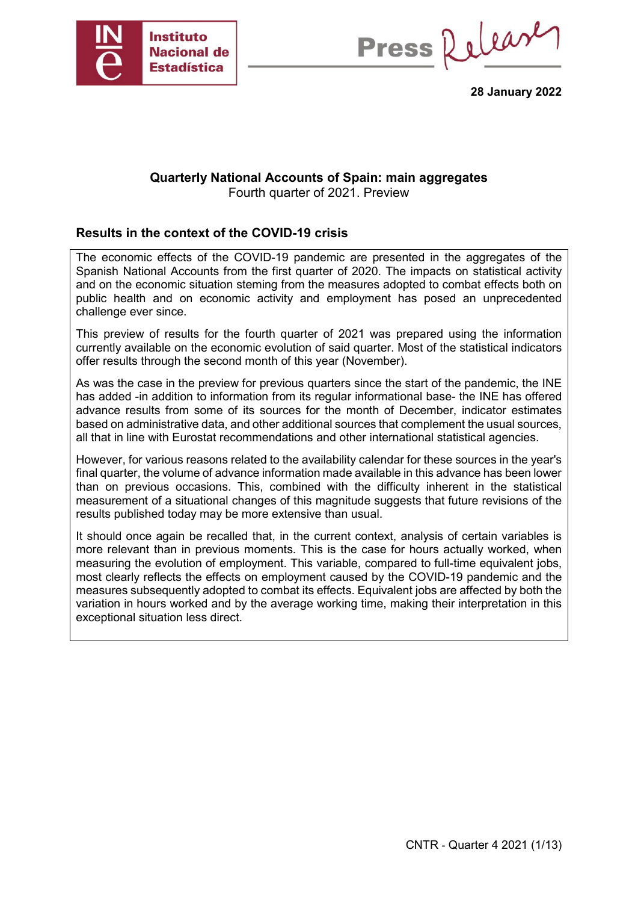28 January 2022

# Quarterly National Accounts of Spain: main aggregates

Fourth quarter of 2021. Preview

## Results in the context of the COVID-19 crisis

The economic effects of the COVID-19 pandemic are presented in the aggregates of the Spanish National Accounts from the first quarter of 2020. The impacts on statistical activity and on the economic situation steming from the measures adopted to combat effects both on public health and on economic activity and employment has posed an unprecedented challenge ever since.

This preview of results for the fourth quarter of 2021 was prepared using the information currently available on the economic evolution of said quarter. Most of the statistical indicators offer results through the second month of this year (November).

As was the case in the preview for previous quarters since the start of the pandemic, the INE has added -in addition to information from its regular informational base- the INE has offered advance results from some of its sources for the month of December, indicator estimates based on administrative data, and other additional sources that complement the usual sources, all that in line with Eurostat recommendations and other international statistical agencies.

However, for various reasons related to the availability calendar for these sources in the year's final quarter, the volume of advance information made available in this advance has been lower than on previous occasions. This, combined with the difficulty inherent in the statistical measurement of a situational changes of this magnitude suggests that future revisions of the results published today may be more extensive than usual.

It should once again be recalled that, in the current context, analysis of certain variables is more relevant than in previous moments. This is the case for hours actually worked, when measuring the evolution of employment. This variable, compared to full-time equivalent jobs, most clearly reflects the effects on employment caused by the COVID-19 pandemic and the measures subsequently adopted to combat its effects. Equivalent jobs are affected by both the variation in hours worked and by the average working time, making their interpretation in this exceptional situation less direct.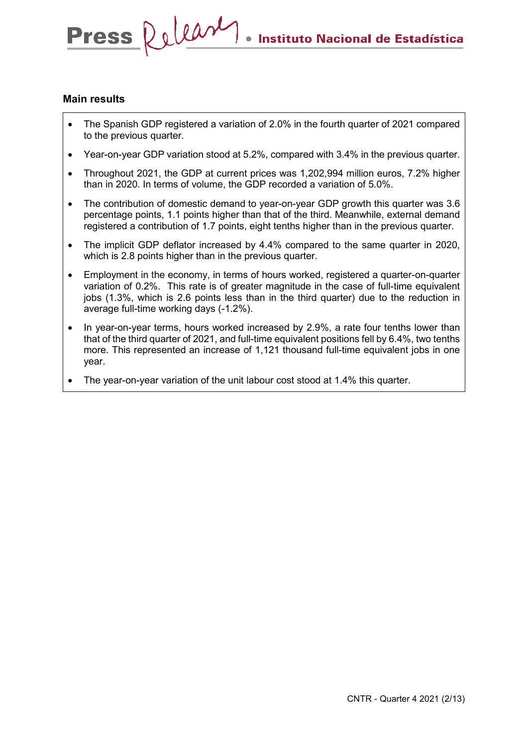## Main results

- The Spanish GDP registered a variation of 2.0% in the fourth quarter of 2021 compared to the previous quarter.
- Year-on-year GDP variation stood at 5.2%, compared with 3.4% in the previous quarter.
- Throughout 2021, the GDP at current prices was 1,202,994 million euros, 7.2% higher than in 2020. In terms of volume, the GDP recorded a variation of 5.0%.
- The contribution of domestic demand to year-on-year GDP growth this quarter was 3.6 percentage points, 1.1 points higher than that of the third. Meanwhile, external demand registered a contribution of 1.7 points, eight tenths higher than in the previous quarter.
- The implicit GDP deflator increased by 4.4% compared to the same quarter in 2020, which is 2.8 points higher than in the previous quarter.
- Employment in the economy, in terms of hours worked, registered a quarter-on-quarter variation of 0.2%. This rate is of greater magnitude in the case of full-time equivalent jobs (1.3%, which is 2.6 points less than in the third quarter) due to the reduction in average full-time working days (-1.2%).
- In year-on-year terms, hours worked increased by 2.9%, a rate four tenths lower than that of the third quarter of 2021, and full-time equivalent positions fell by 6.4%, two tenths more. This represented an increase of 1,121 thousand full-time equivalent jobs in one year.
- The year-on-year variation of the unit labour cost stood at 1.4% this quarter.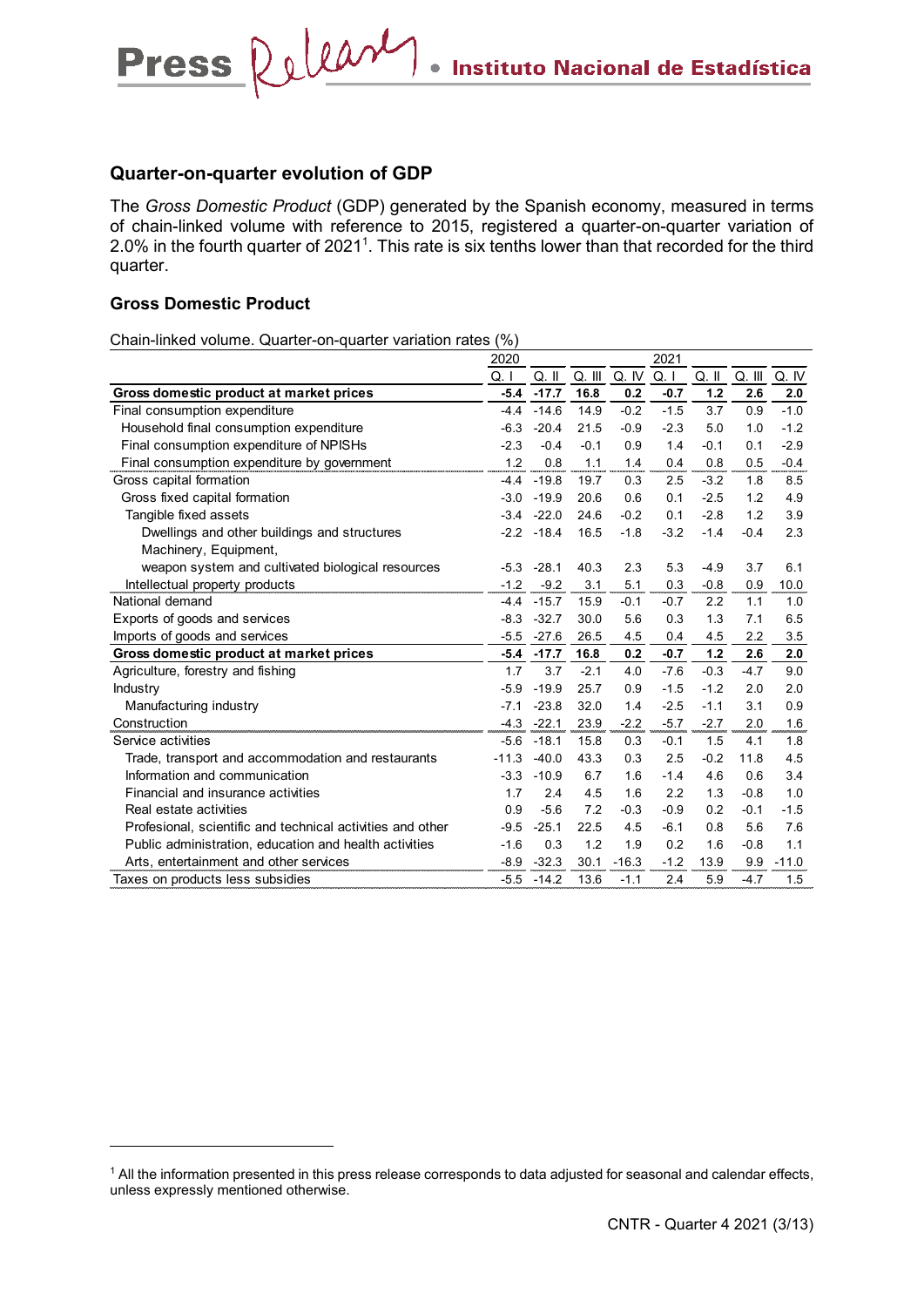## Quarter-on-quarter evolution of GDP

The *Gross Domestic Product* (GDP) generated by the Spanish economy, measured in terms of chain-linked volume with reference to 2015, registered a quarter-on-quarter variation of 2.0% in the fourth quarter of 2021[1]. This rate is six tenths lower than that recorded for the third quarter.

### Gross Domestic Product

Chain-linked volume. Quarter-on-quarter variation rates (%)

| | 2020 | | | | 2021 | | | |
|---|---|---|---|---|---|---|---|---|
| | Q. I | Q. II | Q. III | Q. IV | Q. I | Q. II | Q. III | Q. IV |
| **Gross domestic product at market prices** | **-5.4** | **-17.7** | **16.8** | **0.2** | **-0.7** | **1.2** | **2.6** | **2.0** |
| Final consumption expenditure | -4.4 | -14.6 | 14.9 | -0.2 | -1.5 | 3.7 | 0.9 | -1.0 |
| Household final consumption expenditure | -6.3 | -20.4 | 21.5 | -0.9 | -2.3 | 5.0 | 1.0 | -1.2 |
| Final consumption expenditure of NPISHs | -2.3 | -0.4 | -0.1 | 0.9 | 1.4 | -0.1 | 0.1 | -2.9 |
| Final consumption expenditure by government | 1.2 | 0.8 | 1.1 | 1.4 | 0.4 | 0.8 | 0.5 | -0.4 |
| Gross capital formation | -4.4 | -19.8 | 19.7 | 0.3 | 2.5 | -3.2 | 1.8 | 8.5 |
| Gross fixed capital formation | -3.0 | -19.9 | 20.6 | 0.6 | 0.1 | -2.5 | 1.2 | 4.9 |
| Tangible fixed assets | -3.4 | -22.0 | 24.6 | -0.2 | 0.1 | -2.8 | 1.2 | 3.9 |
| Dwellings and other buildings and structures | -2.2 | -18.4 | 16.5 | -1.8 | -3.2 | -1.4 | -0.4 | 2.3 |
| Machinery, Equipment, weapon system and cultivated biological resources | -5.3 | -28.1 | 40.3 | 2.3 | 5.3 | -4.9 | 3.7 | 6.1 |
| Intellectual property products | -1.2 | -9.2 | 3.1 | 5.1 | 0.3 | -0.8 | 0.9 | 10.0 |
| National demand | -4.4 | -15.7 | 15.9 | -0.1 | -0.7 | 2.2 | 1.1 | 1.0 |
| Exports of goods and services | -8.3 | -32.7 | 30.0 | 5.6 | 0.3 | 1.3 | 7.1 | 6.5 |
| Imports of goods and services | -5.5 | -27.6 | 26.5 | 4.5 | 0.4 | 4.5 | 2.2 | 3.5 |
| **Gross domestic product at market prices** | **-5.4** | **-17.7** | **16.8** | **0.2** | **-0.7** | **1.2** | **2.6** | **2.0** |
| Agriculture, forestry and fishing | 1.7 | 3.7 | -2.1 | 4.0 | -7.6 | -0.3 | -4.7 | 9.0 |
| Industry | -5.9 | -19.9 | 25.7 | 0.9 | -1.5 | -1.2 | 2.0 | 2.0 |
| Manufacturing industry | -7.1 | -23.8 | 32.0 | 1.4 | -2.5 | -1.1 | 3.1 | 0.9 |
| Construction | -4.3 | -22.1 | 23.9 | -2.2 | -5.7 | -2.7 | 2.0 | 1.6 |
| Service activities | -5.6 | -18.1 | 15.8 | 0.3 | -0.1 | 1.5 | 4.1 | 1.8 |
| Trade, transport and accommodation and restaurants | -11.3 | -40.0 | 43.3 | 0.3 | 2.5 | -0.2 | 11.8 | 4.5 |
| Information and communication | -3.3 | -10.9 | 6.7 | 1.6 | -1.4 | 4.6 | 0.6 | 3.4 |
| Financial and insurance activities | 1.7 | 2.4 | 4.5 | 1.6 | 2.2 | 1.3 | -0.8 | 1.0 |
| Real estate activities | 0.9 | -5.6 | 7.2 | -0.3 | -0.9 | 0.2 | -0.1 | -1.5 |
| Profesional, scientific and technical activities and other | -9.5 | -25.1 | 22.5 | 4.5 | -6.1 | 0.8 | 5.6 | 7.6 |
| Public administration, education and health activities | -1.6 | 0.3 | 1.2 | 1.9 | 0.2 | 1.6 | -0.8 | 1.1 |
| Arts, entertainment and other services | -8.9 | -32.3 | 30.1 | -16.3 | -1.2 | 13.9 | 9.9 | -11.0 |
| Taxes on products less subsidies | -5.5 | -14.2 | 13.6 | -1.1 | 2.4 | 5.9 | -4.7 | 1.5 |

[1] All the information presented in this press release corresponds to data adjusted for seasonal and calendar effects, unless expressly mentioned otherwise.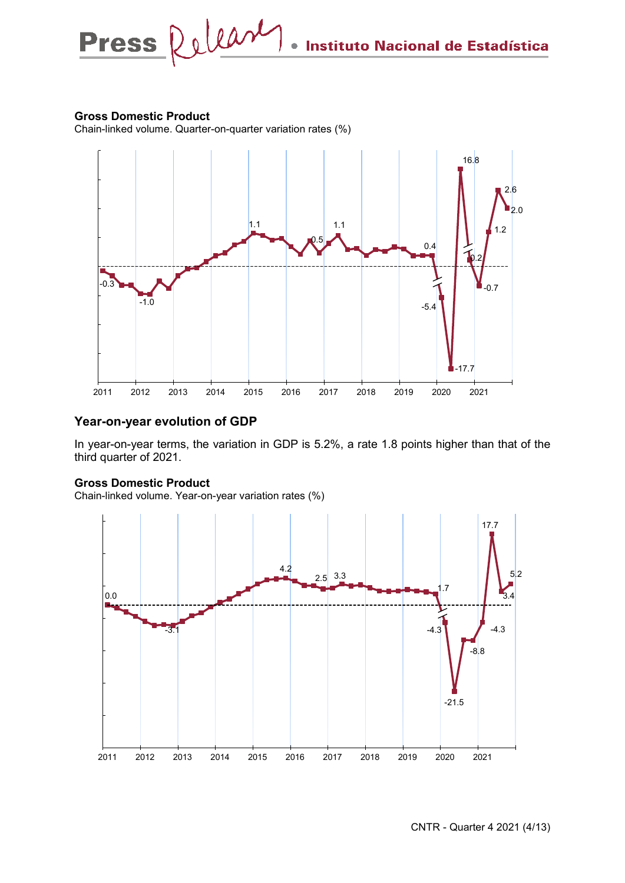**Gross Domestic Product**
Chain-linked volume. Quarter-on-quarter variation rates (%)

## Year-on-year evolution of GDP

In year-on-year terms, the variation in GDP is 5.2%, a rate 1.8 points higher than that of the third quarter of 2021.

**Gross Domestic Product**
Chain-linked volume. Year-on-year variation rates (%)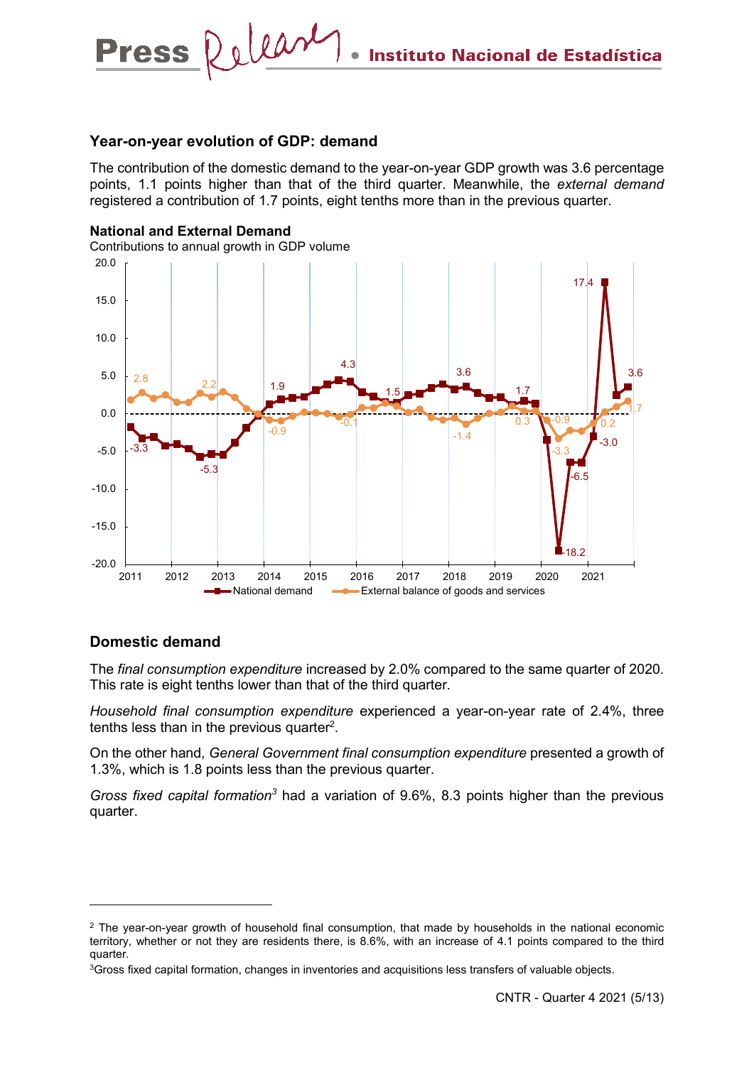## Year-on-year evolution of GDP: demand

The contribution of the domestic demand to the year-on-year GDP growth was 3.6 percentage points, 1.1 points higher than that of the third quarter. Meanwhile, the *external demand* registered a contribution of 1.7 points, eight tenths more than in the previous quarter.

**National and External Demand**

Contributions to annual growth in GDP volume

## Domestic demand

The *final consumption expenditure* increased by 2.0% compared to the same quarter of 2020. This rate is eight tenths lower than that of the third quarter.

*Household final consumption expenditure* experienced a year-on-year rate of 2.4%, three tenths less than in the previous quarter[2].

On the other hand, *General Government final consumption expenditure* presented a growth of 1.3%, which is 1.8 points less than the previous quarter.

*Gross fixed capital formation*[3] had a variation of 9.6%, 8.3 points higher than the previous quarter.

---

[2] The year-on-year growth of household final consumption, that made by households in the national economic territory, whether or not they are residents there, is 8.6%, with an increase of 4.1 points compared to the third quarter.

[3] Gross fixed capital formation, changes in inventories and acquisitions less transfers of valuable objects.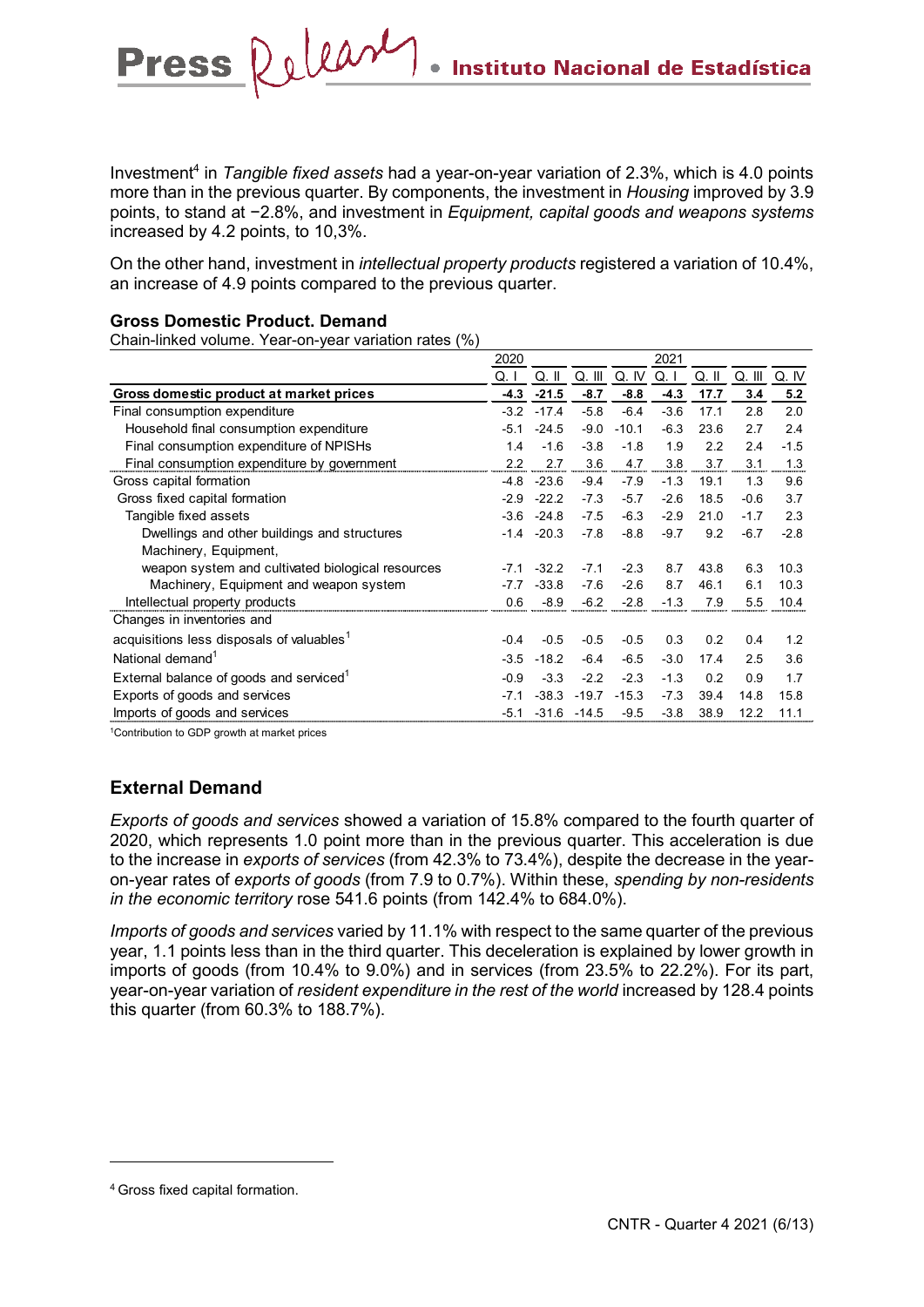Investment[4] in *Tangible fixed assets* had a year-on-year variation of 2.3%, which is 4.0 points more than in the previous quarter. By components, the investment in *Housing* improved by 3.9 points, to stand at −2.8%, and investment in *Equipment, capital goods and weapons systems* increased by 4.2 points, to 10,3%.

On the other hand, investment in *intellectual property products* registered a variation of 10.4%, an increase of 4.9 points compared to the previous quarter.

**Gross Domestic Product. Demand**

Chain-linked volume. Year-on-year variation rates (%)

| | 2020 | | | | 2021 | | | |
|---|---|---|---|---|---|---|---|---|
| | Q. I | Q. II | Q. III | Q. IV | Q. I | Q. II | Q. III | Q. IV |
| **Gross domestic product at market prices** | **-4.3** | **-21.5** | **-8.7** | **-8.8** | **-4.3** | **17.7** | **3.4** | **5.2** |
| Final consumption expenditure | -3.2 | -17.4 | -5.8 | -6.4 | -3.6 | 17.1 | 2.8 | 2.0 |
| Household final consumption expenditure | -5.1 | -24.5 | -9.0 | -10.1 | -6.3 | 23.6 | 2.7 | 2.4 |
| Final consumption expenditure of NPISHs | 1.4 | -1.6 | -3.8 | -1.8 | 1.9 | 2.2 | 2.4 | -1.5 |
| Final consumption expenditure by government | 2.2 | 2.7 | 3.6 | 4.7 | 3.8 | 3.7 | 3.1 | 1.3 |
| Gross capital formation | -4.8 | -23.6 | -9.4 | -7.9 | -1.3 | 19.1 | 1.3 | 9.6 |
| Gross fixed capital formation | -2.9 | -22.2 | -7.3 | -5.7 | -2.6 | 18.5 | -0.6 | 3.7 |
| Tangible fixed assets | -3.6 | -24.8 | -7.5 | -6.3 | -2.9 | 21.0 | -1.7 | 2.3 |
| Dwellings and other buildings and structures | -1.4 | -20.3 | -7.8 | -8.8 | -9.7 | 9.2 | -6.7 | -2.8 |
| Machinery, Equipment, weapon system and cultivated biological resources | -7.1 | -32.2 | -7.1 | -2.3 | 8.7 | 43.8 | 6.3 | 10.3 |
| Machinery, Equipment and weapon system | -7.7 | -33.8 | -7.6 | -2.6 | 8.7 | 46.1 | 6.1 | 10.3 |
| Intellectual property products | 0.6 | -8.9 | -6.2 | -2.8 | -1.3 | 7.9 | 5.5 | 10.4 |
| Changes in inventories and acquisitions less disposals of valuables[1] | -0.4 | -0.5 | -0.5 | -0.5 | 0.3 | 0.2 | 0.4 | 1.2 |
| National demand[1] | -3.5 | -18.2 | -6.4 | -6.5 | -3.0 | 17.4 | 2.5 | 3.6 |
| External balance of goods and serviced[1] | -0.9 | -3.3 | -2.2 | -2.3 | -1.3 | 0.2 | 0.9 | 1.7 |
| Exports of goods and services | -7.1 | -38.3 | -19.7 | -15.3 | -7.3 | 39.4 | 14.8 | 15.8 |
| Imports of goods and services | -5.1 | -31.6 | -14.5 | -9.5 | -3.8 | 38.9 | 12.2 | 11.1 |

[1]Contribution to GDP growth at market prices

## External Demand

*Exports of goods and services* showed a variation of 15.8% compared to the fourth quarter of 2020, which represents 1.0 point more than in the previous quarter. This acceleration is due to the increase in *exports of services* (from 42.3% to 73.4%), despite the decrease in the year-on-year rates of *exports of goods* (from 7.9 to 0.7%). Within these, *spending by non-residents in the economic territory* rose 541.6 points (from 142.4% to 684.0%).

*Imports of goods and services* varied by 11.1% with respect to the same quarter of the previous year, 1.1 points less than in the third quarter. This deceleration is explained by lower growth in imports of goods (from 10.4% to 9.0%) and in services (from 23.5% to 22.2%). For its part, year-on-year variation of *resident expenditure in the rest of the world* increased by 128.4 points this quarter (from 60.3% to 188.7%).

[4] Gross fixed capital formation.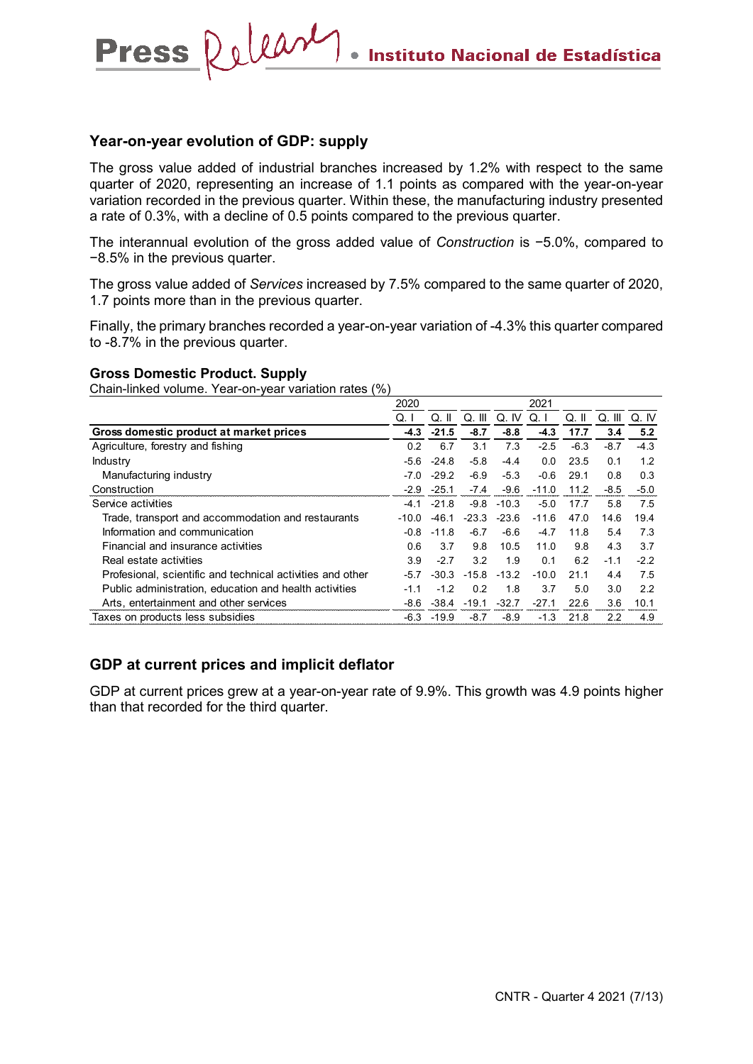## Year-on-year evolution of GDP: supply

The gross value added of industrial branches increased by 1.2% with respect to the same quarter of 2020, representing an increase of 1.1 points as compared with the year-on-year variation recorded in the previous quarter. Within these, the manufacturing industry presented a rate of 0.3%, with a decline of 0.5 points compared to the previous quarter.

The interannual evolution of the gross added value of *Construction* is −5.0%, compared to −8.5% in the previous quarter.

The gross value added of *Services* increased by 7.5% compared to the same quarter of 2020, 1.7 points more than in the previous quarter.

Finally, the primary branches recorded a year-on-year variation of -4.3% this quarter compared to -8.7% in the previous quarter.

### Gross Domestic Product. Supply

Chain-linked volume. Year-on-year variation rates (%)

| | 2020 | | | | 2021 | | | |
|---|---|---|---|---|---|---|---|---|
| | Q. I | Q. II | Q. III | Q. IV | Q. I | Q. II | Q. III | Q. IV |
| **Gross domestic product at market prices** | **-4.3** | **-21.5** | **-8.7** | **-8.8** | **-4.3** | **17.7** | **3.4** | **5.2** |
| Agriculture, forestry and fishing | 0.2 | 6.7 | 3.1 | 7.3 | -2.5 | -6.3 | -8.7 | -4.3 |
| Industry | -5.6 | -24.8 | -5.8 | -4.4 | 0.0 | 23.5 | 0.1 | 1.2 |
| Manufacturing industry | -7.0 | -29.2 | -6.9 | -5.3 | -0.6 | 29.1 | 0.8 | 0.3 |
| Construction | -2.9 | -25.1 | -7.4 | -9.6 | -11.0 | 11.2 | -8.5 | -5.0 |
| Service activities | -4.1 | -21.8 | -9.8 | -10.3 | -5.0 | 17.7 | 5.8 | 7.5 |
| Trade, transport and accommodation and restaurants | -10.0 | -46.1 | -23.3 | -23.6 | -11.6 | 47.0 | 14.6 | 19.4 |
| Information and communication | -0.8 | -11.8 | -6.7 | -6.6 | -4.7 | 11.8 | 5.4 | 7.3 |
| Financial and insurance activities | 0.6 | 3.7 | 9.8 | 10.5 | 11.0 | 9.8 | 4.3 | 3.7 |
| Real estate activities | 3.9 | -2.7 | 3.2 | 1.9 | 0.1 | 6.2 | -1.1 | -2.2 |
| Profesional, scientific and technical activities and other | -5.7 | -30.3 | -15.8 | -13.2 | -10.0 | 21.1 | 4.4 | 7.5 |
| Public administration, education and health activities | -1.1 | -1.2 | 0.2 | 1.8 | 3.7 | 5.0 | 3.0 | 2.2 |
| Arts, entertainment and other services | -8.6 | -38.4 | -19.1 | -32.7 | -27.1 | 22.6 | 3.6 | 10.1 |
| Taxes on products less subsidies | -6.3 | -19.9 | -8.7 | -8.9 | -1.3 | 21.8 | 2.2 | 4.9 |

## GDP at current prices and implicit deflator

GDP at current prices grew at a year-on-year rate of 9.9%. This growth was 4.9 points higher than that recorded for the third quarter.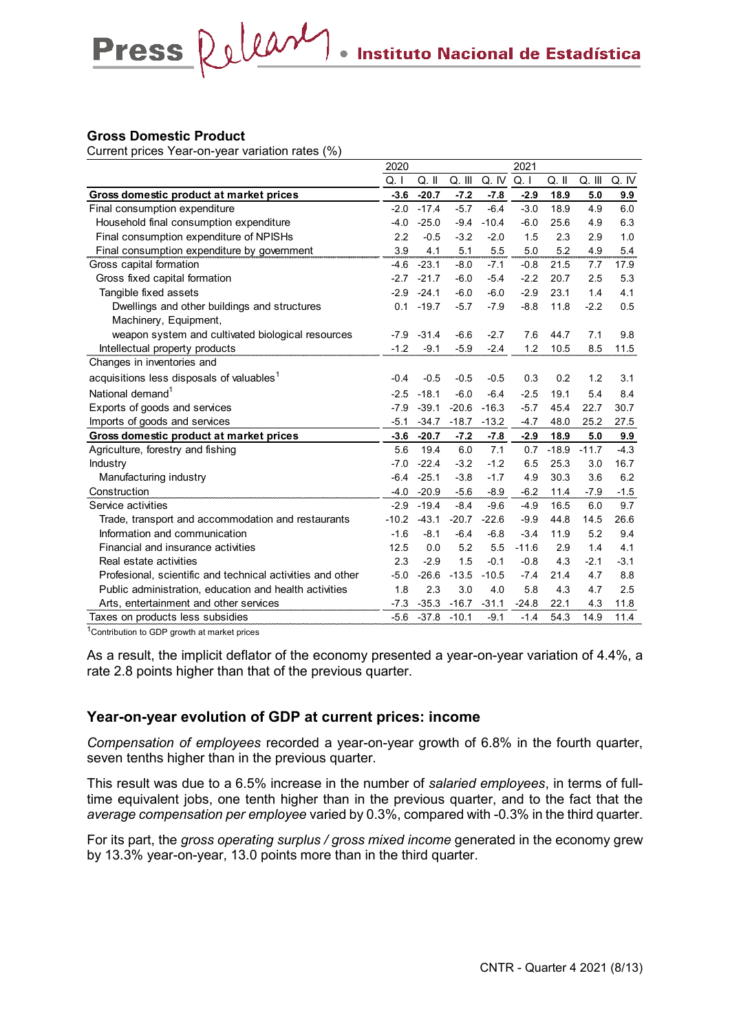## Gross Domestic Product

Current prices Year-on-year variation rates (%)

| | 2020 | | | | 2021 | | | |
|---|---|---|---|---|---|---|---|---|
| | Q. I | Q. II | Q. III | Q. IV | Q. I | Q. II | Q. III | Q. IV |
| **Gross domestic product at market prices** | **-3.6** | **-20.7** | **-7.2** | **-7.8** | **-2.9** | **18.9** | **5.0** | **9.9** |
| Final consumption expenditure | -2.0 | -17.4 | -5.7 | -6.4 | -3.0 | 18.9 | 4.9 | 6.0 |
| Household final consumption expenditure | -4.0 | -25.0 | -9.4 | -10.4 | -6.0 | 25.6 | 4.9 | 6.3 |
| Final consumption expenditure of NPISHs | 2.2 | -0.5 | -3.2 | -2.0 | 1.5 | 2.3 | 2.9 | 1.0 |
| Final consumption expenditure by government | 3.9 | 4.1 | 5.1 | 5.5 | 5.0 | 5.2 | 4.9 | 5.4 |
| Gross capital formation | -4.6 | -23.1 | -8.0 | -7.1 | -0.8 | 21.5 | 7.7 | 17.9 |
| Gross fixed capital formation | -2.7 | -21.7 | -6.0 | -5.4 | -2.2 | 20.7 | 2.5 | 5.3 |
| Tangible fixed assets | -2.9 | -24.1 | -6.0 | -6.0 | -2.9 | 23.1 | 1.4 | 4.1 |
| Dwellings and other buildings and structures | 0.1 | -19.7 | -5.7 | -7.9 | -8.8 | 11.8 | -2.2 | 0.5 |
| Machinery, Equipment, weapon system and cultivated biological resources | -7.9 | -31.4 | -6.6 | -2.7 | 7.6 | 44.7 | 7.1 | 9.8 |
| Intellectual property products | -1.2 | -9.1 | -5.9 | -2.4 | 1.2 | 10.5 | 8.5 | 11.5 |
| Changes in inventories and acquisitions less disposals of valuables[1] | -0.4 | -0.5 | -0.5 | -0.5 | 0.3 | 0.2 | 1.2 | 3.1 |
| National demand[1] | -2.5 | -18.1 | -6.0 | -6.4 | -2.5 | 19.1 | 5.4 | 8.4 |
| Exports of goods and services | -7.9 | -39.1 | -20.6 | -16.3 | -5.7 | 45.4 | 22.7 | 30.7 |
| Imports of goods and services | -5.1 | -34.7 | -18.7 | -13.2 | -4.7 | 48.0 | 25.2 | 27.5 |
| **Gross domestic product at market prices** | **-3.6** | **-20.7** | **-7.2** | **-7.8** | **-2.9** | **18.9** | **5.0** | **9.9** |
| Agriculture, forestry and fishing | 5.6 | 19.4 | 6.0 | 7.1 | 0.7 | -18.9 | -11.7 | -4.3 |
| Industry | -7.0 | -22.4 | -3.2 | -1.2 | 6.5 | 25.3 | 3.0 | 16.7 |
| Manufacturing industry | -6.4 | -25.1 | -3.8 | -1.7 | 4.9 | 30.3 | 3.6 | 6.2 |
| Construction | -4.0 | -20.9 | -5.6 | -8.9 | -6.2 | 11.4 | -7.9 | -1.5 |
| Service activities | -2.9 | -19.4 | -8.4 | -9.6 | -4.9 | 16.5 | 6.0 | 9.7 |
| Trade, transport and accommodation and restaurants | -10.2 | -43.1 | -20.7 | -22.6 | -9.9 | 44.8 | 14.5 | 26.6 |
| Information and communication | -1.6 | -8.1 | -6.4 | -6.8 | -3.4 | 11.9 | 5.2 | 9.4 |
| Financial and insurance activities | 12.5 | 0.0 | 5.2 | 5.5 | -11.6 | 2.9 | 1.4 | 4.1 |
| Real estate activities | 2.3 | -2.9 | 1.5 | -0.1 | -0.8 | 4.3 | -2.1 | -3.1 |
| Profesional, scientific and technical activities and other | -5.0 | -26.6 | -13.5 | -10.5 | -7.4 | 21.4 | 4.7 | 8.8 |
| Public administration, education and health activities | 1.8 | 2.3 | 3.0 | 4.0 | 5.8 | 4.3 | 4.7 | 2.5 |
| Arts, entertainment and other services | -7.3 | -35.3 | -16.7 | -31.1 | -24.8 | 22.1 | 4.3 | 11.8 |
| Taxes on products less subsidies | -5.6 | -37.8 | -10.1 | -9.1 | -1.4 | 54.3 | 14.9 | 11.4 |

[1]Contribution to GDP growth at market prices

As a result, the implicit deflator of the economy presented a year-on-year variation of 4.4%, a rate 2.8 points higher than that of the previous quarter.

## Year-on-year evolution of GDP at current prices: income

*Compensation of employees* recorded a year-on-year growth of 6.8% in the fourth quarter, seven tenths higher than in the previous quarter.

This result was due to a 6.5% increase in the number of *salaried employees*, in terms of full-time equivalent jobs, one tenth higher than in the previous quarter, and to the fact that the *average compensation per employee* varied by 0.3%, compared with -0.3% in the third quarter.

For its part, the *gross operating surplus / gross mixed income* generated in the economy grew by 13.3% year-on-year, 13.0 points more than in the third quarter.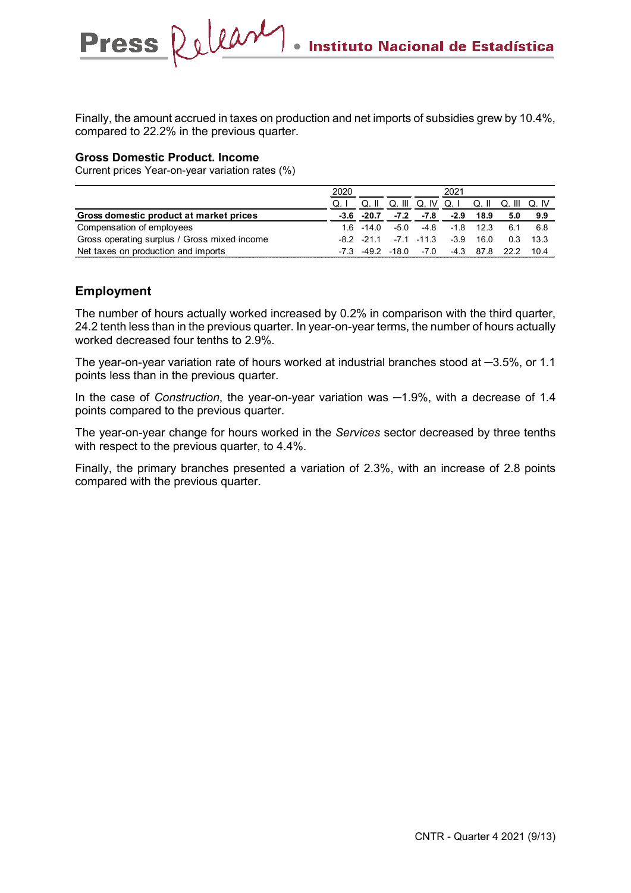Finally, the amount accrued in taxes on production and net imports of subsidies grew by 10.4%, compared to 22.2% in the previous quarter.

**Gross Domestic Product. Income**

Current prices Year-on-year variation rates (%)

| | 2020 | | | | 2021 | | | |
|---|---|---|---|---|---|---|---|---|
| | Q. I | Q. II | Q. III | Q. IV | Q. I | Q. II | Q. III | Q. IV |
| **Gross domestic product at market prices** | **-3.6** | **-20.7** | **-7.2** | **-7.8** | **-2.9** | **18.9** | **5.0** | **9.9** |
| Compensation of employees | 1.6 | -14.0 | -5.0 | -4.8 | -1.8 | 12.3 | 6.1 | 6.8 |
| Gross operating surplus / Gross mixed income | -8.2 | -21.1 | -7.1 | -11.3 | -3.9 | 16.0 | 0.3 | 13.3 |
| Net taxes on production and imports | -7.3 | -49.2 | -18.0 | -7.0 | -4.3 | 87.8 | 22.2 | 10.4 |

## Employment

The number of hours actually worked increased by 0.2% in comparison with the third quarter, 24.2 tenth less than in the previous quarter. In year-on-year terms, the number of hours actually worked decreased four tenths to 2.9%.

The year-on-year variation rate of hours worked at industrial branches stood at –3.5%, or 1.1 points less than in the previous quarter.

In the case of *Construction*, the year-on-year variation was –1.9%, with a decrease of 1.4 points compared to the previous quarter.

The year-on-year change for hours worked in the *Services* sector decreased by three tenths with respect to the previous quarter, to 4.4%.

Finally, the primary branches presented a variation of 2.3%, with an increase of 2.8 points compared with the previous quarter.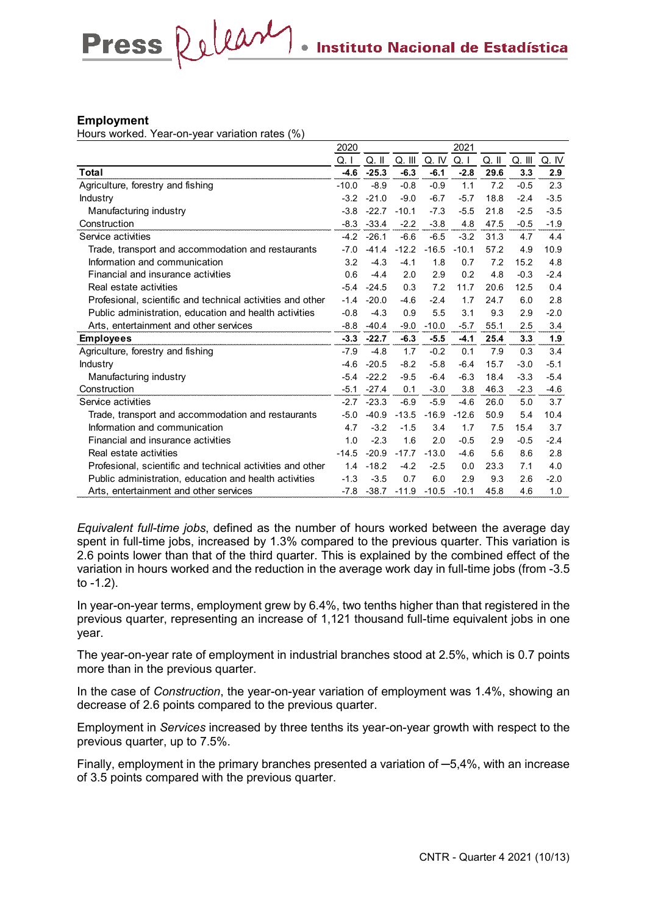## Employment

Hours worked. Year-on-year variation rates (%)

| | 2020 | | | | 2021 | | | |
|---|---|---|---|---|---|---|---|---|
| | Q. I | Q. II | Q. III | Q. IV | Q. I | Q. II | Q. III | Q. IV |
| **Total** | **-4.6** | **-25.3** | **-6.3** | **-6.1** | **-2.8** | **29.6** | **3.3** | **2.9** |
| Agriculture, forestry and fishing | -10.0 | -8.9 | -0.8 | -0.9 | 1.1 | 7.2 | -0.5 | 2.3 |
| Industry | -3.2 | -21.0 | -9.0 | -6.7 | -5.7 | 18.8 | -2.4 | -3.5 |
| Manufacturing industry | -3.8 | -22.7 | -10.1 | -7.3 | -5.5 | 21.8 | -2.5 | -3.5 |
| Construction | -8.3 | -33.4 | -2.2 | -3.8 | 4.8 | 47.5 | -0.5 | -1.9 |
| Service activities | -4.2 | -26.1 | -6.6 | -6.5 | -3.2 | 31.3 | 4.7 | 4.4 |
| Trade, transport and accommodation and restaurants | -7.0 | -41.4 | -12.2 | -16.5 | -10.1 | 57.2 | 4.9 | 10.9 |
| Information and communication | 3.2 | -4.3 | -4.1 | 1.8 | 0.7 | 7.2 | 15.2 | 4.8 |
| Financial and insurance activities | 0.6 | -4.4 | 2.0 | 2.9 | 0.2 | 4.8 | -0.3 | -2.4 |
| Real estate activities | -5.4 | -24.5 | 0.3 | 7.2 | 11.7 | 20.6 | 12.5 | 0.4 |
| Profesional, scientific and technical activities and other | -1.4 | -20.0 | -4.6 | -2.4 | 1.7 | 24.7 | 6.0 | 2.8 |
| Public administration, education and health activities | -0.8 | -4.3 | 0.9 | 5.5 | 3.1 | 9.3 | 2.9 | -2.0 |
| Arts, entertainment and other services | -8.8 | -40.4 | -9.0 | -10.0 | -5.7 | 55.1 | 2.5 | 3.4 |
| **Employees** | **-3.3** | **-22.7** | **-6.3** | **-5.5** | **-4.1** | **25.4** | **3.3** | **1.9** |
| Agriculture, forestry and fishing | -7.9 | -4.8 | 1.7 | -0.2 | 0.1 | 7.9 | 0.3 | 3.4 |
| Industry | -4.6 | -20.5 | -8.2 | -5.8 | -6.4 | 15.7 | -3.0 | -5.1 |
| Manufacturing industry | -5.4 | -22.2 | -9.5 | -6.4 | -6.3 | 18.4 | -3.3 | -5.4 |
| Construction | -5.1 | -27.4 | 0.1 | -3.0 | 3.8 | 46.3 | -2.3 | -4.6 |
| Service activities | -2.7 | -23.3 | -6.9 | -5.9 | -4.6 | 26.0 | 5.0 | 3.7 |
| Trade, transport and accommodation and restaurants | -5.0 | -40.9 | -13.5 | -16.9 | -12.6 | 50.9 | 5.4 | 10.4 |
| Information and communication | 4.7 | -3.2 | -1.5 | 3.4 | 1.7 | 7.5 | 15.4 | 3.7 |
| Financial and insurance activities | 1.0 | -2.3 | 1.6 | 2.0 | -0.5 | 2.9 | -0.5 | -2.4 |
| Real estate activities | -14.5 | -20.9 | -17.7 | -13.0 | -4.6 | 5.6 | 8.6 | 2.8 |
| Profesional, scientific and technical activities and other | 1.4 | -18.2 | -4.2 | -2.5 | 0.0 | 23.3 | 7.1 | 4.0 |
| Public administration, education and health activities | -1.3 | -3.5 | 0.7 | 6.0 | 2.9 | 9.3 | 2.6 | -2.0 |
| Arts, entertainment and other services | -7.8 | -38.7 | -11.9 | -10.5 | -10.1 | 45.8 | 4.6 | 1.0 |

*Equivalent full-time jobs*, defined as the number of hours worked between the average day spent in full-time jobs, increased by 1.3% compared to the previous quarter. This variation is 2.6 points lower than that of the third quarter. This is explained by the combined effect of the variation in hours worked and the reduction in the average work day in full-time jobs (from -3.5 to -1.2).

In year-on-year terms, employment grew by 6.4%, two tenths higher than that registered in the previous quarter, representing an increase of 1,121 thousand full-time equivalent jobs in one year.

The year-on-year rate of employment in industrial branches stood at 2.5%, which is 0.7 points more than in the previous quarter.

In the case of *Construction*, the year-on-year variation of employment was 1.4%, showing an decrease of 2.6 points compared to the previous quarter.

Employment in *Services* increased by three tenths its year-on-year growth with respect to the previous quarter, up to 7.5%.

Finally, employment in the primary branches presented a variation of ─5,4%, with an increase of 3.5 points compared with the previous quarter.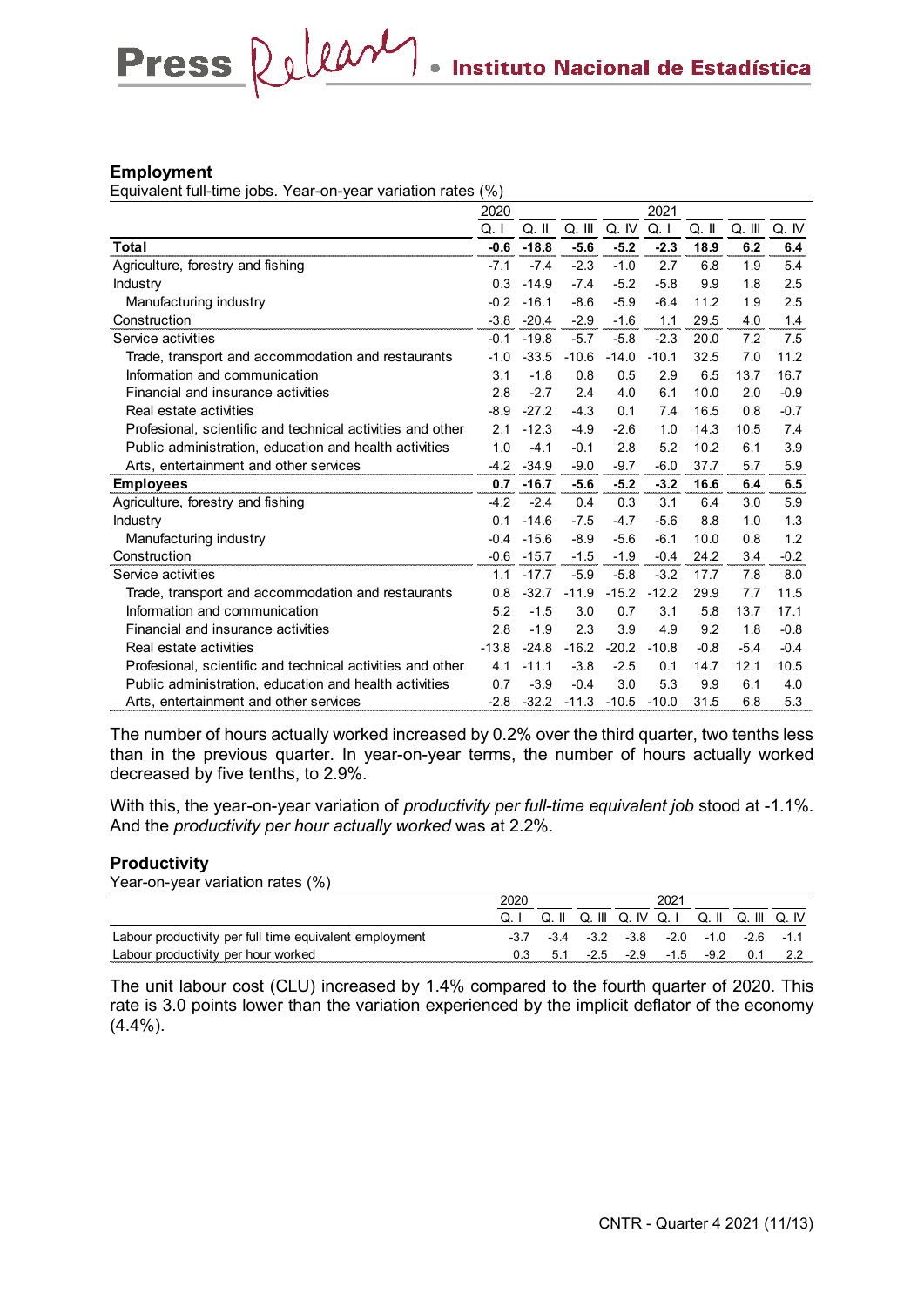## Employment

Equivalent full-time jobs. Year-on-year variation rates (%)

| | 2020 | | | | 2021 | | | |
|---|---|---|---|---|---|---|---|---|
| | Q. I | Q. II | Q. III | Q. IV | Q. I | Q. II | Q. III | Q. IV |
| **Total** | **-0.6** | **-18.8** | **-5.6** | **-5.2** | **-2.3** | **18.9** | **6.2** | **6.4** |
| Agriculture, forestry and fishing | -7.1 | -7.4 | -2.3 | -1.0 | 2.7 | 6.8 | 1.9 | 5.4 |
| Industry | 0.3 | -14.9 | -7.4 | -5.2 | -5.8 | 9.9 | 1.8 | 2.5 |
| Manufacturing industry | -0.2 | -16.1 | -8.6 | -5.9 | -6.4 | 11.2 | 1.9 | 2.5 |
| Construction | -3.8 | -20.4 | -2.9 | -1.6 | 1.1 | 29.5 | 4.0 | 1.4 |
| Service activities | -0.1 | -19.8 | -5.7 | -5.8 | -2.3 | 20.0 | 7.2 | 7.5 |
| Trade, transport and accommodation and restaurants | -1.0 | -33.5 | -10.6 | -14.0 | -10.1 | 32.5 | 7.0 | 11.2 |
| Information and communication | 3.1 | -1.8 | 0.8 | 0.5 | 2.9 | 6.5 | 13.7 | 16.7 |
| Financial and insurance activities | 2.8 | -2.7 | 2.4 | 4.0 | 6.1 | 10.0 | 2.0 | -0.9 |
| Real estate activities | -8.9 | -27.2 | -4.3 | 0.1 | 7.4 | 16.5 | 0.8 | -0.7 |
| Profesional, scientific and technical activities and other | 2.1 | -12.3 | -4.9 | -2.6 | 1.0 | 14.3 | 10.5 | 7.4 |
| Public administration, education and health activities | 1.0 | -4.1 | -0.1 | 2.8 | 5.2 | 10.2 | 6.1 | 3.9 |
| Arts, entertainment and other services | -4.2 | -34.9 | -9.0 | -9.7 | -6.0 | 37.7 | 5.7 | 5.9 |
| **Employees** | **0.7** | **-16.7** | **-5.6** | **-5.2** | **-3.2** | **16.6** | **6.4** | **6.5** |
| Agriculture, forestry and fishing | -4.2 | -2.4 | 0.4 | 0.3 | 3.1 | 6.4 | 3.0 | 5.9 |
| Industry | 0.1 | -14.6 | -7.5 | -4.7 | -5.6 | 8.8 | 1.0 | 1.3 |
| Manufacturing industry | -0.4 | -15.6 | -8.9 | -5.6 | -6.1 | 10.0 | 0.8 | 1.2 |
| Construction | -0.6 | -15.7 | -1.5 | -1.9 | -0.4 | 24.2 | 3.4 | -0.2 |
| Service activities | 1.1 | -17.7 | -5.9 | -5.8 | -3.2 | 17.7 | 7.8 | 8.0 |
| Trade, transport and accommodation and restaurants | 0.8 | -32.7 | -11.9 | -15.2 | -12.2 | 29.9 | 7.7 | 11.5 |
| Information and communication | 5.2 | -1.5 | 3.0 | 0.7 | 3.1 | 5.8 | 13.7 | 17.1 |
| Financial and insurance activities | 2.8 | -1.9 | 2.3 | 3.9 | 4.9 | 9.2 | 1.8 | -0.8 |
| Real estate activities | -13.8 | -24.8 | -16.2 | -20.2 | -10.8 | -0.8 | -5.4 | -0.4 |
| Profesional, scientific and technical activities and other | 4.1 | -11.1 | -3.8 | -2.5 | 0.1 | 14.7 | 12.1 | 10.5 |
| Public administration, education and health activities | 0.7 | -3.9 | -0.4 | 3.0 | 5.3 | 9.9 | 6.1 | 4.0 |
| Arts, entertainment and other services | -2.8 | -32.2 | -11.3 | -10.5 | -10.0 | 31.5 | 6.8 | 5.3 |

The number of hours actually worked increased by 0.2% over the third quarter, two tenths less than in the previous quarter. In year-on-year terms, the number of hours actually worked decreased by five tenths, to 2.9%.

With this, the year-on-year variation of *productivity per full-time equivalent job* stood at -1.1%. And the *productivity per hour actually worked* was at 2.2%.

## Productivity

Year-on-year variation rates (%)

| | 2020 | | | | 2021 | | | |
|---|---|---|---|---|---|---|---|---|
| | Q. I | Q. II | Q. III | Q. IV | Q. I | Q. II | Q. III | Q. IV |
| Labour productivity per full time equivalent employment | -3.7 | -3.4 | -3.2 | -3.8 | -2.0 | -1.0 | -2.6 | -1.1 |
| Labour productivity per hour worked | 0.3 | 5.1 | -2.5 | -2.9 | -1.5 | -9.2 | 0.1 | 2.2 |

The unit labour cost (CLU) increased by 1.4% compared to the fourth quarter of 2020. This rate is 3.0 points lower than the variation experienced by the implicit deflator of the economy (4.4%).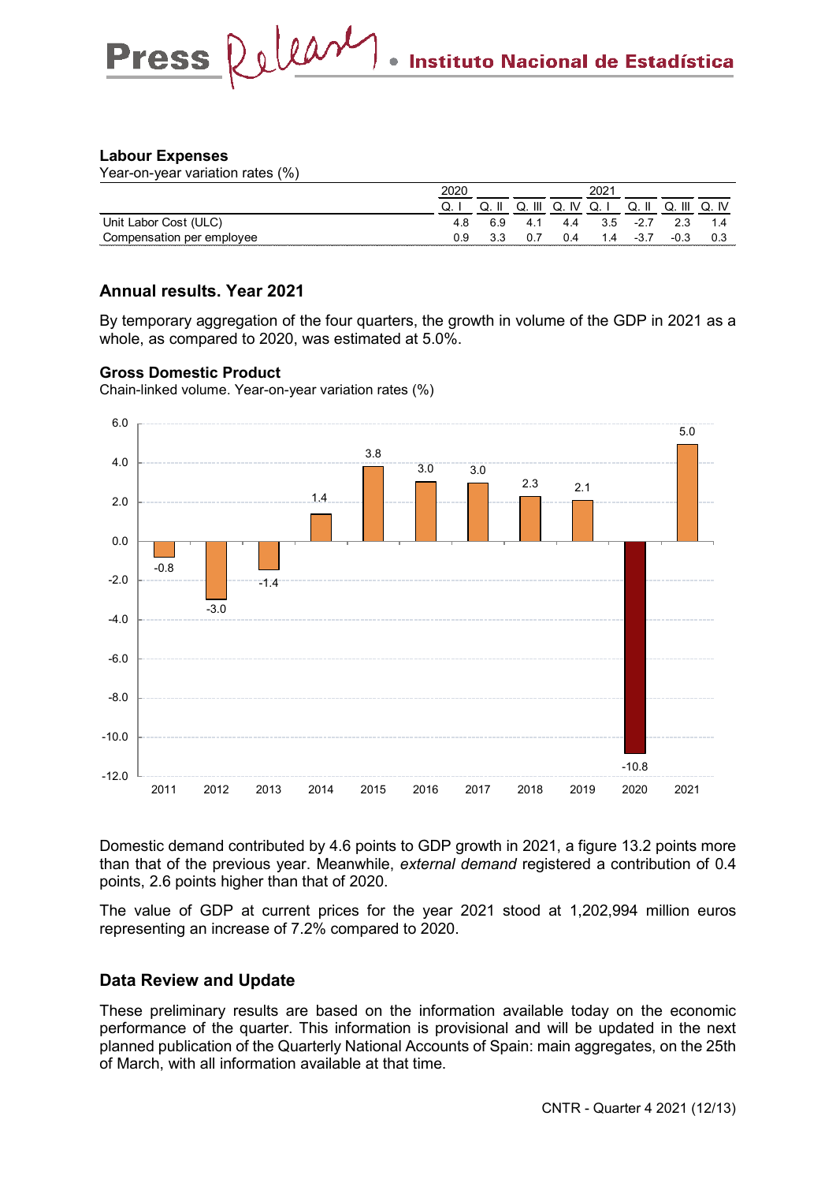**Labour Expenses**

Year-on-year variation rates (%)

| | 2020 | | | | 2021 | | | |
|---|---|---|---|---|---|---|---|---|
| | Q. I | Q. II | Q. III | Q. IV | Q. I | Q. II | Q. III | Q. IV |
| Unit Labor Cost (ULC) | 4.8 | 6.9 | 4.1 | 4.4 | 3.5 | -2.7 | 2.3 | 1.4 |
| Compensation per employee | 0.9 | 3.3 | 0.7 | 0.4 | 1.4 | -3.7 | -0.3 | 0.3 |

## Annual results. Year 2021

By temporary aggregation of the four quarters, the growth in volume of the GDP in 2021 as a whole, as compared to 2020, was estimated at 5.0%.

**Gross Domestic Product**

Chain-linked volume. Year-on-year variation rates (%)

| Year | 2011 | 2012 | 2013 | 2014 | 2015 | 2016 | 2017 | 2018 | 2019 | 2020 | 2021 |
|---|---|---|---|---|---|---|---|---|---|---|---|
| GDP | -0.8 | -3.0 | -1.4 | 1.4 | 3.8 | 3.0 | 3.0 | 2.3 | 2.1 | -10.8 | 5.0 |

Domestic demand contributed by 4.6 points to GDP growth in 2021, a figure 13.2 points more than that of the previous year. Meanwhile, *external demand* registered a contribution of 0.4 points, 2.6 points higher than that of 2020.

The value of GDP at current prices for the year 2021 stood at 1,202,994 million euros representing an increase of 7.2% compared to 2020.

## Data Review and Update

These preliminary results are based on the information available today on the economic performance of the quarter. This information is provisional and will be updated in the next planned publication of the Quarterly National Accounts of Spain: main aggregates, on the 25th of March, with all information available at that time.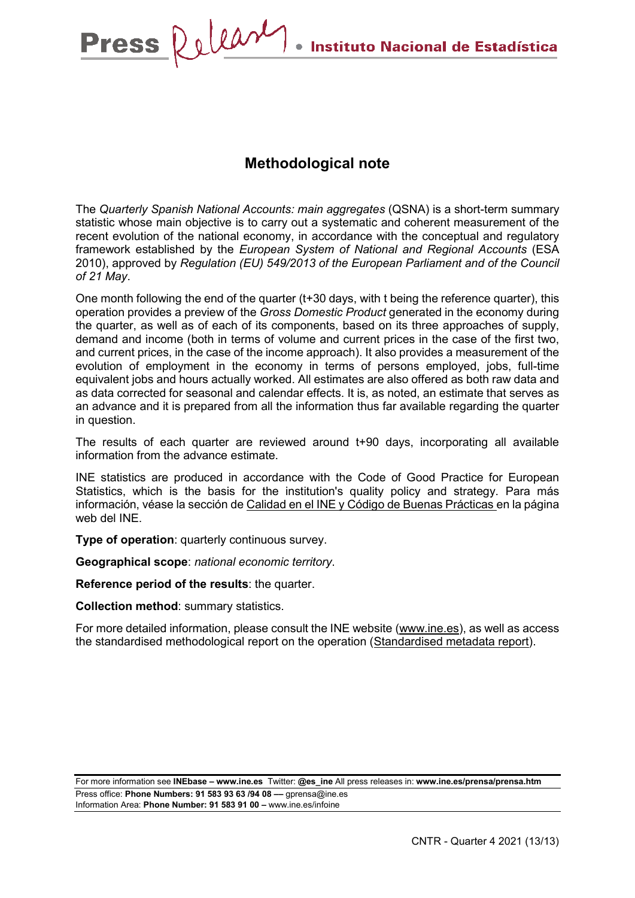## Methodological note

The *Quarterly Spanish National Accounts: main aggregates* (QSNA) is a short-term summary statistic whose main objective is to carry out a systematic and coherent measurement of the recent evolution of the national economy, in accordance with the conceptual and regulatory framework established by the *European System of National and Regional Accounts* (ESA 2010), approved by *Regulation (EU) 549/2013 of the European Parliament and of the Council of 21 May*.

One month following the end of the quarter (t+30 days, with t being the reference quarter), this operation provides a preview of the *Gross Domestic Product* generated in the economy during the quarter, as well as of each of its components, based on its three approaches of supply, demand and income (both in terms of volume and current prices in the case of the first two, and current prices, in the case of the income approach). It also provides a measurement of the evolution of employment in the economy in terms of persons employed, jobs, full-time equivalent jobs and hours actually worked. All estimates are also offered as both raw data and as data corrected for seasonal and calendar effects. It is, as noted, an estimate that serves as an advance and it is prepared from all the information thus far available regarding the quarter in question.

The results of each quarter are reviewed around t+90 days, incorporating all available information from the advance estimate.

INE statistics are produced in accordance with the Code of Good Practice for European Statistics, which is the basis for the institution's quality policy and strategy. Para más información, véase la sección de Calidad en el INE y Código de Buenas Prácticas en la página web del INE.

**Type of operation**: quarterly continuous survey.

**Geographical scope**: *national economic territory*.

**Reference period of the results**: the quarter.

**Collection method**: summary statistics.

For more detailed information, please consult the INE website (www.ine.es), as well as access the standardised methodological report on the operation (Standardised metadata report).

For more information see **INEbase – www.ine.es** Twitter: **@es_ine** All press releases in: **www.ine.es/prensa/prensa.htm**

Press office: **Phone Numbers: 91 583 93 63 /94 08 ––** gprensa@ine.es

Information Area: **Phone Number: 91 583 91 00 –** www.ine.es/infoine